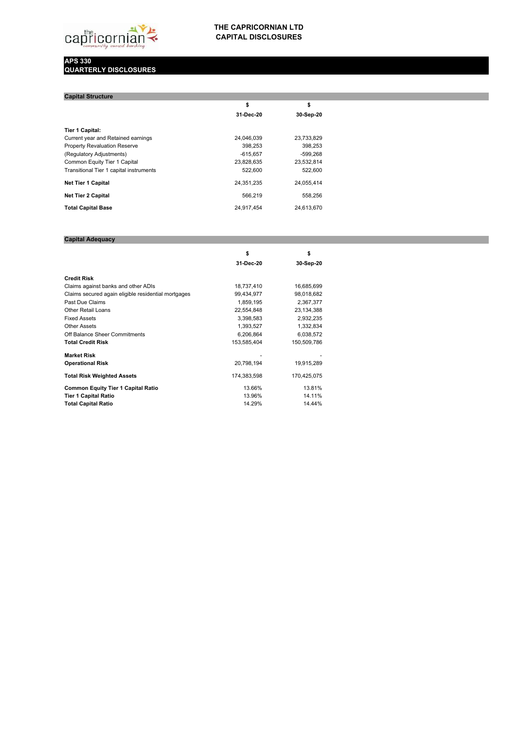# THE CAPRICORNIAN LTD
# CAPITAL DISCLOSURES

## APS 330
## QUARTERLY DISCLOSURES

### Capital Structure

| | $ | $ |
|---|---|---|
| | **31-Dec-20** | **30-Sep-20** |
| **Tier 1 Capital:** | | |
| Current year and Retained earnings | 24,046,039 | 23,733,829 |
| Property Revaluation Reserve | 398,253 | 398,253 |
| (Regulatory Adjustments) | -615,657 | -599,268 |
| Common Equity Tier 1 Capital | 23,828,635 | 23,532,814 |
| Transitional Tier 1 capital instruments | 522,600 | 522,600 |
| **Net Tier 1 Capital** | 24,351,235 | 24,055,414 |
| **Net Tier 2 Capital** | 566,219 | 558,256 |
| **Total Capital Base** | 24,917,454 | 24,613,670 |

### Capital Adequacy

| | $ | $ |
|---|---|---|
| | **31-Dec-20** | **30-Sep-20** |
| **Credit Risk** | | |
| Claims against banks and other ADIs | 18,737,410 | 16,685,699 |
| Claims secured again eligible residential mortgages | 99,434,977 | 98,018,682 |
| Past Due Claims | 1,859,195 | 2,367,377 |
| Other Retail Loans | 22,554,848 | 23,134,388 |
| Fixed Assets | 3,398,583 | 2,932,235 |
| Other Assets | 1,393,527 | 1,332,834 |
| Off Balance Sheer Commitments | 6,206,864 | 6,038,572 |
| **Total Credit Risk** | 153,585,404 | 150,509,786 |
| **Market Risk** | - | - |
| **Operational Risk** | 20,798,194 | 19,915,289 |
| **Total Risk Weighted Assets** | 174,383,598 | 170,425,075 |
| **Common Equity Tier 1 Capital Ratio** | 13.66% | 13.81% |
| **Tier 1 Capital Ratio** | 13.96% | 14.11% |
| **Total Capital Ratio** | 14.29% | 14.44% |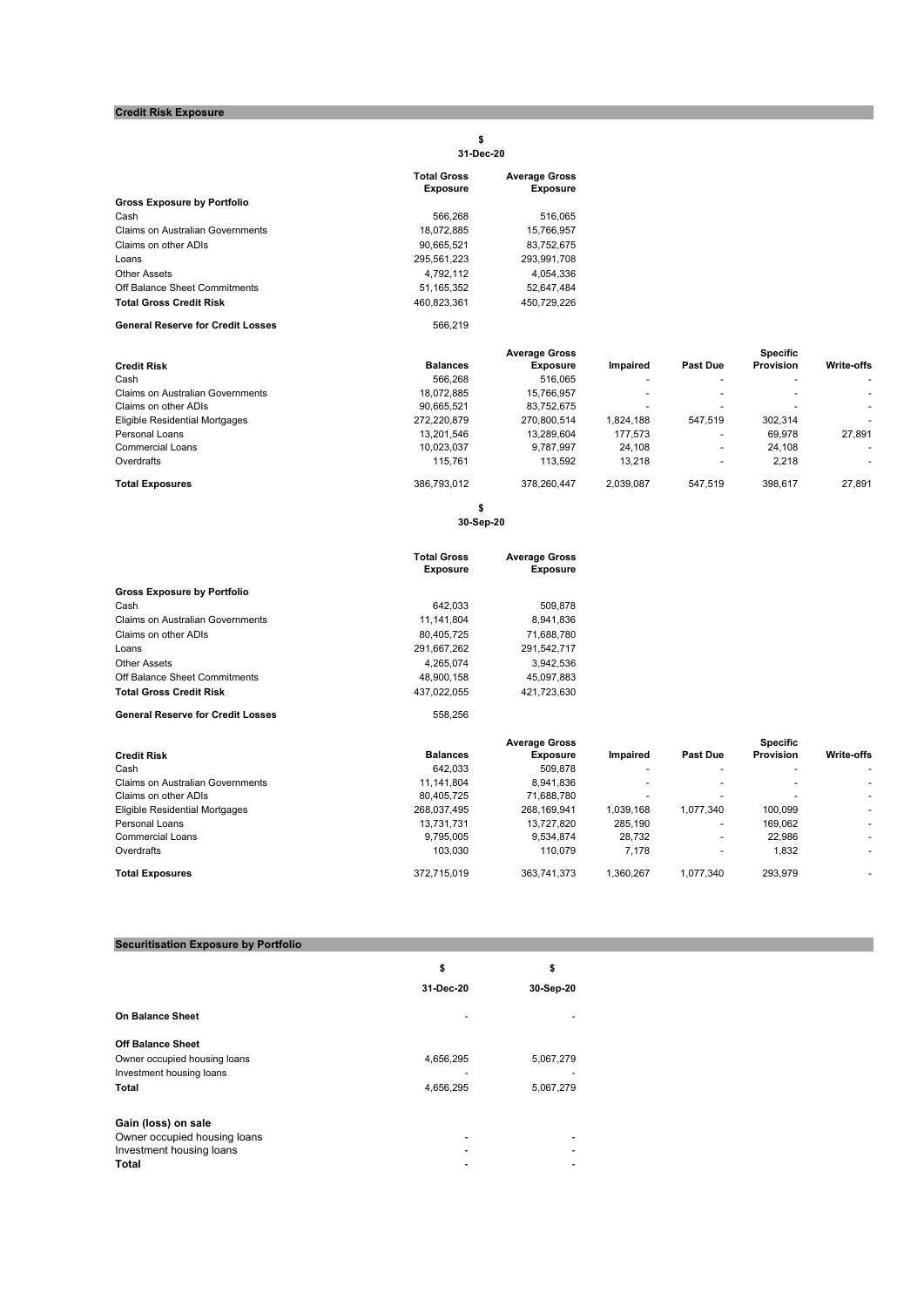## Credit Risk Exposure

$ 31-Dec-20

| | Total Gross Exposure | Average Gross Exposure |
|---|---|---|
| **Gross Exposure by Portfolio** | | |
| Cash | 566,268 | 516,065 |
| Claims on Australian Governments | 18,072,885 | 15,766,957 |
| Claims on other ADIs | 90,665,521 | 83,752,675 |
| Loans | 295,561,223 | 293,991,708 |
| Other Assets | 4,792,112 | 4,054,336 |
| Off Balance Sheet Commitments | 51,165,352 | 52,647,484 |
| **Total Gross Credit Risk** | 460,823,361 | 450,729,226 |
| | | |
| **General Reserve for Credit Losses** | 566,219 | |

| **Credit Risk** | **Balances** | **Average Gross Exposure** | **Impaired** | **Past Due** | **Specific Provision** | **Write-offs** |
|---|---|---|---|---|---|---|
| Cash | 566,268 | 516,065 | - | - | - | - |
| Claims on Australian Governments | 18,072,885 | 15,766,957 | - | - | - | - |
| Claims on other ADIs | 90,665,521 | 83,752,675 | - | - | - | - |
| Eligible Residential Mortgages | 272,220,879 | 270,800,514 | 1,824,188 | 547,519 | 302,314 | - |
| Personal Loans | 13,201,546 | 13,289,604 | 177,573 | - | 69,978 | 27,891 |
| Commercial Loans | 10,023,037 | 9,787,997 | 24,108 | - | 24,108 | - |
| Overdrafts | 115,761 | 113,592 | 13,218 | - | 2,218 | - |
| **Total Exposures** | 386,793,012 | 378,260,447 | 2,039,087 | 547,519 | 398,617 | 27,891 |

$ 30-Sep-20

| | Total Gross Exposure | Average Gross Exposure |
|---|---|---|
| **Gross Exposure by Portfolio** | | |
| Cash | 642,033 | 509,878 |
| Claims on Australian Governments | 11,141,804 | 8,941,836 |
| Claims on other ADIs | 80,405,725 | 71,688,780 |
| Loans | 291,667,262 | 291,542,717 |
| Other Assets | 4,265,074 | 3,942,536 |
| Off Balance Sheet Commitments | 48,900,158 | 45,097,883 |
| **Total Gross Credit Risk** | 437,022,055 | 421,723,630 |
| | | |
| **General Reserve for Credit Losses** | 558,256 | |

| **Credit Risk** | **Balances** | **Average Gross Exposure** | **Impaired** | **Past Due** | **Specific Provision** | **Write-offs** |
|---|---|---|---|---|---|---|
| Cash | 642,033 | 509,878 | - | - | - | - |
| Claims on Australian Governments | 11,141,804 | 8,941,836 | - | - | - | - |
| Claims on other ADIs | 80,405,725 | 71,688,780 | - | - | - | - |
| Eligible Residential Mortgages | 268,037,495 | 268,169,941 | 1,039,168 | 1,077,340 | 100,099 | - |
| Personal Loans | 13,731,731 | 13,727,820 | 285,190 | - | 169,062 | - |
| Commercial Loans | 9,795,005 | 9,534,874 | 28,732 | - | 22,986 | - |
| Overdrafts | 103,030 | 110,079 | 7,178 | - | 1,832 | - |
| **Total Exposures** | 372,715,019 | 363,741,373 | 1,360,267 | 1,077,340 | 293,979 | - |

## Securitisation Exposure by Portfolio

| | $ 31-Dec-20 | $ 30-Sep-20 |
|---|---|---|
| **On Balance Sheet** | - | - |
| | | |
| **Off Balance Sheet** | | |
| Owner occupied housing loans | 4,656,295 | 5,067,279 |
| Investment housing loans | - | - |
| **Total** | 4,656,295 | 5,067,279 |
| | | |
| **Gain (loss) on sale** | | |
| Owner occupied housing loans | - | - |
| Investment housing loans | - | - |
| **Total** | - | - |